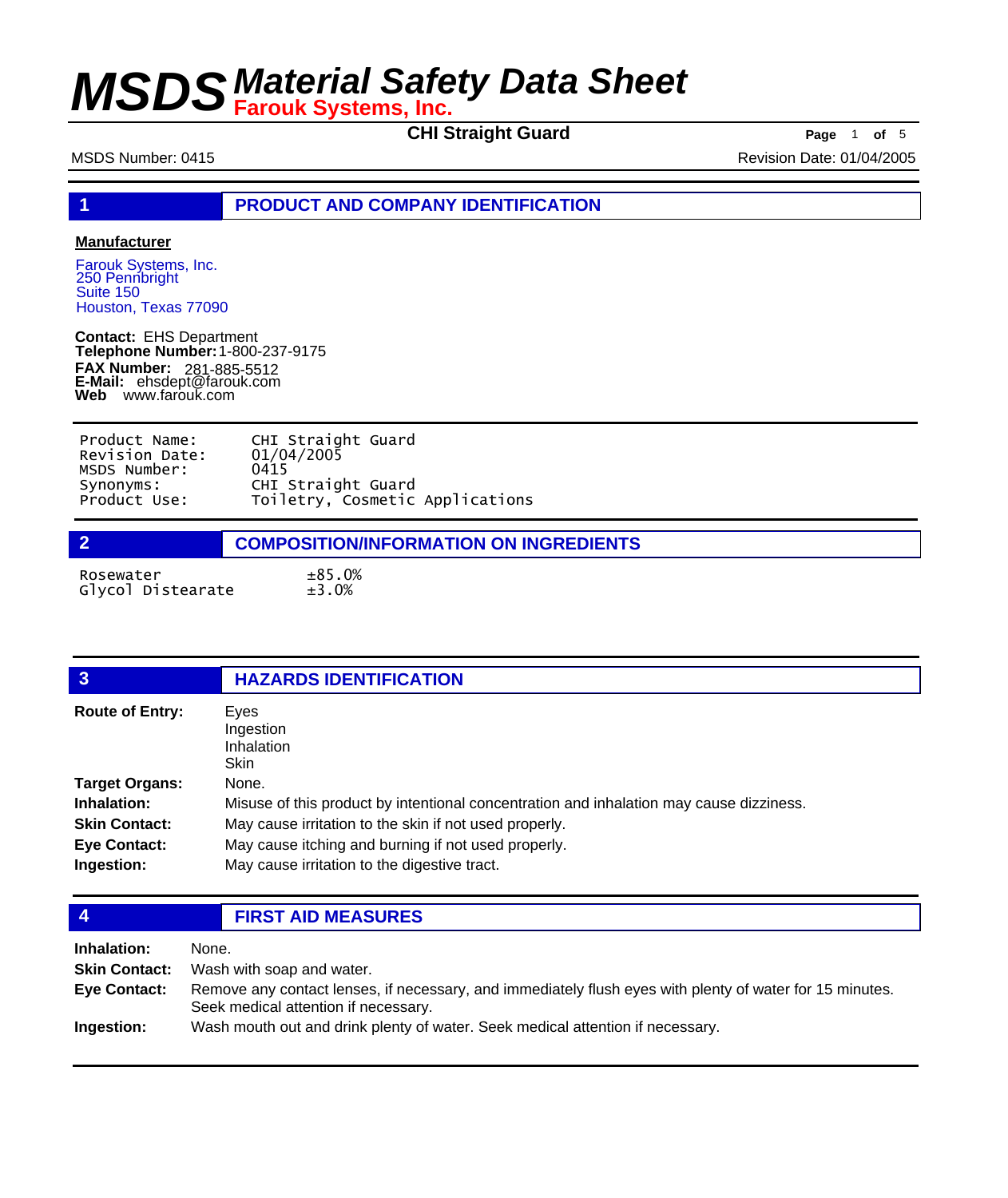# MSDS Material Safety Data Sheet

**Farouk Systems, Inc.**

**CHI Straight Guard**

MSDS Number: 0415

Revision Date: 01/04/2005

## 1 PRODUCT AND COMPANY IDENTIFICATION

**Manufacturer**

Farouk Systems, Inc.
250 Pennbright
Suite 150
Houston, Texas 77090

**Contact:** EHS Department
**Telephone Number:** 1-800-237-9175
**FAX Number:** 281-885-5512
**E-Mail:** ehsdept@farouk.com
**Web** www.farouk.com

| | |
|---|---|
| Product Name: | CHI Straight Guard |
| Revision Date: | 01/04/2005 |
| MSDS Number: | 0415 |
| Synonyms: | CHI Straight Guard |
| Product Use: | Toiletry, Cosmetic Applications |

## 2 COMPOSITION/INFORMATION ON INGREDIENTS

| | |
|---|---|
| Rosewater | ±85.0% |
| Glycol Distearate | ±3.0% |

## 3 HAZARDS IDENTIFICATION

**Route of Entry:** Eyes
Ingestion
Inhalation
Skin

**Target Organs:** None.

**Inhalation:** Misuse of this product by intentional concentration and inhalation may cause dizziness.

**Skin Contact:** May cause irritation to the skin if not used properly.

**Eye Contact:** May cause itching and burning if not used properly.

**Ingestion:** May cause irritation to the digestive tract.

## 4 FIRST AID MEASURES

**Inhalation:** None.

**Skin Contact:** Wash with soap and water.

**Eye Contact:** Remove any contact lenses, if necessary, and immediately flush eyes with plenty of water for 15 minutes. Seek medical attention if necessary.

**Ingestion:** Wash mouth out and drink plenty of water. Seek medical attention if necessary.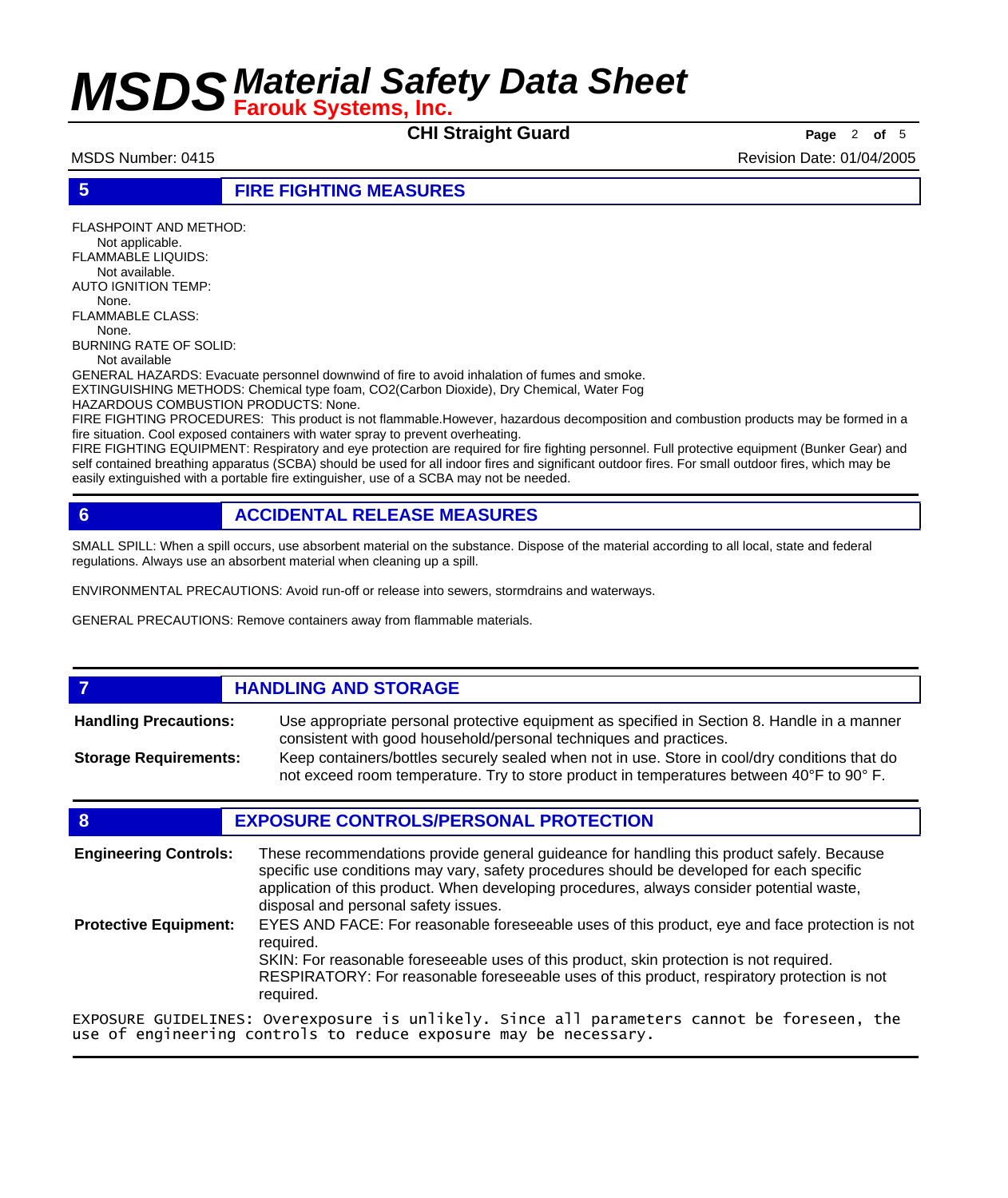## 5 FIRE FIGHTING MEASURES

FLASHPOINT AND METHOD:
Not applicable.
FLAMMABLE LIQUIDS:
Not available.
AUTO IGNITION TEMP:
None.
FLAMMABLE CLASS:
None.
BURNING RATE OF SOLID:
Not available
GENERAL HAZARDS: Evacuate personnel downwind of fire to avoid inhalation of fumes and smoke.
EXTINGUISHING METHODS: Chemical type foam, CO2(Carbon Dioxide), Dry Chemical, Water Fog
HAZARDOUS COMBUSTION PRODUCTS: None.
FIRE FIGHTING PROCEDURES: This product is not flammable.However, hazardous decomposition and combustion products may be formed in a fire situation. Cool exposed containers with water spray to prevent overheating.
FIRE FIGHTING EQUIPMENT: Respiratory and eye protection are required for fire fighting personnel. Full protective equipment (Bunker Gear) and self contained breathing apparatus (SCBA) should be used for all indoor fires and significant outdoor fires. For small outdoor fires, which may be easily extinguished with a portable fire extinguisher, use of a SCBA may not be needed.

## 6 ACCIDENTAL RELEASE MEASURES

SMALL SPILL: When a spill occurs, use absorbent material on the substance. Dispose of the material according to all local, state and federal regulations. Always use an absorbent material when cleaning up a spill.

ENVIRONMENTAL PRECAUTIONS: Avoid run-off or release into sewers, stormdrains and waterways.

GENERAL PRECAUTIONS: Remove containers away from flammable materials.

## 7 HANDLING AND STORAGE

**Handling Precautions:** Use appropriate personal protective equipment as specified in Section 8. Handle in a manner consistent with good household/personal techniques and practices.

**Storage Requirements:** Keep containers/bottles securely sealed when not in use. Store in cool/dry conditions that do not exceed room temperature. Try to store product in temperatures between 40° F to 90° F.

## 8 EXPOSURE CONTROLS/PERSONAL PROTECTION

**Engineering Controls:** These recommendations provide general guideance for handling this product safely. Because specific use conditions may vary, safety procedures should be developed for each specific application of this product. When developing procedures, always consider potential waste, disposal and personal safety issues.

**Protective Equipment:** EYES AND FACE: For reasonable foreseeable uses of this product, eye and face protection is not required.
SKIN: For reasonable foreseeable uses of this product, skin protection is not required.
RESPIRATORY: For reasonable foreseeable uses of this product, respiratory protection is not required.

EXPOSURE GUIDELINES: Overexposure is unlikely. Since all parameters cannot be foreseen, the use of engineering controls to reduce exposure may be necessary.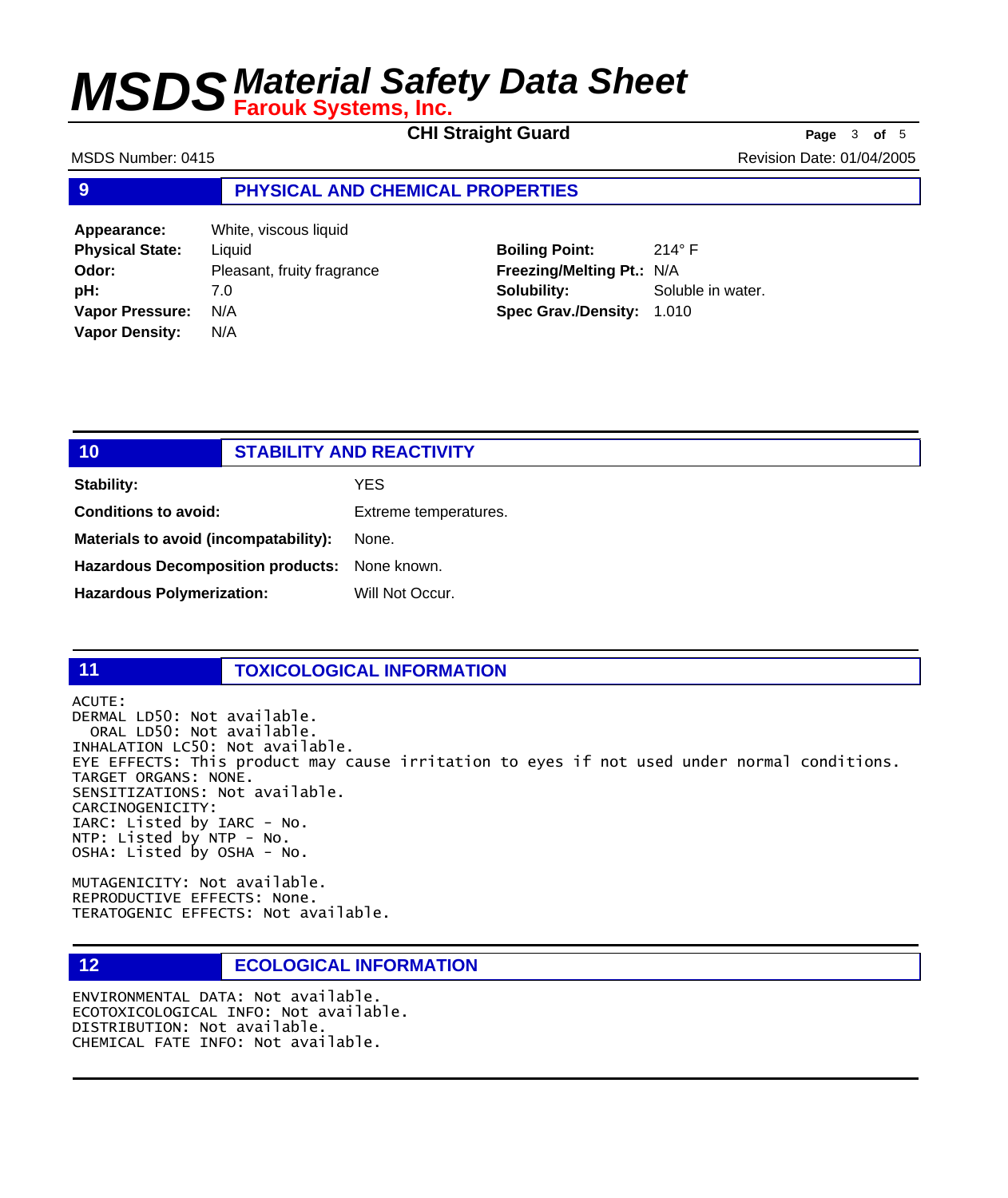## 9 PHYSICAL AND CHEMICAL PROPERTIES

| | | | |
|---|---|---|---|
| **Appearance:** | White, viscous liquid | | |
| **Physical State:** | Liquid | **Boiling Point:** | 214° F |
| **Odor:** | Pleasant, fruity fragrance | **Freezing/Melting Pt.:** | N/A |
| **pH:** | 7.0 | **Solubility:** | Soluble in water. |
| **Vapor Pressure:** | N/A | **Spec Grav./Density:** | 1.010 |
| **Vapor Density:** | N/A | | |

## 10 STABILITY AND REACTIVITY

**Stability:** YES

**Conditions to avoid:** Extreme temperatures.

**Materials to avoid (incompatability):** None.

**Hazardous Decomposition products:** None known.

**Hazardous Polymerization:** Will Not Occur.

## 11 TOXICOLOGICAL INFORMATION

```
ACUTE:
DERMAL LD50: Not available.
  ORAL LD50: Not available.
INHALATION LC50: Not available.
EYE EFFECTS: This product may cause irritation to eyes if not used under normal conditions.
TARGET ORGANS: NONE.
SENSITIZATIONS: Not available.
CARCINOGENICITY:
IARC: Listed by IARC - No.
NTP: Listed by NTP - No.
OSHA: Listed by OSHA - No.

MUTAGENICITY: Not available.
REPRODUCTIVE EFFECTS: None.
TERATOGENIC EFFECTS: Not available.
```

## 12 ECOLOGICAL INFORMATION

```
ENVIRONMENTAL DATA: Not available.
ECOTOXICOLOGICAL INFO: Not available.
DISTRIBUTION: Not available.
CHEMICAL FATE INFO: Not available.
```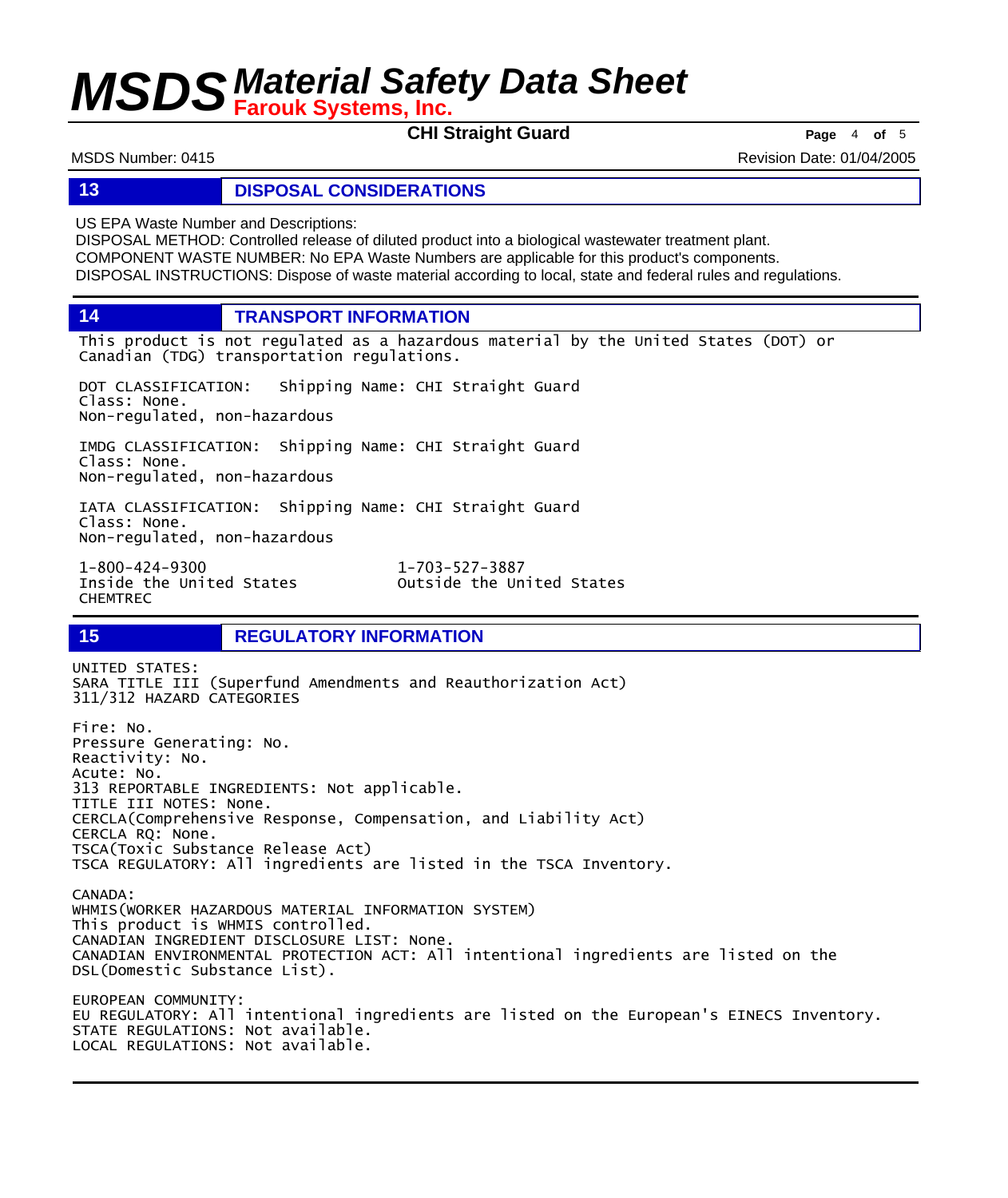## 13 DISPOSAL CONSIDERATIONS

US EPA Waste Number and Descriptions:
DISPOSAL METHOD: Controlled release of diluted product into a biological wastewater treatment plant.
COMPONENT WASTE NUMBER: No EPA Waste Numbers are applicable for this product's components.
DISPOSAL INSTRUCTIONS: Dispose of waste material according to local, state and federal rules and regulations.

## 14 TRANSPORT INFORMATION

This product is not regulated as a hazardous material by the United States (DOT) or Canadian (TDG) transportation regulations.

DOT CLASSIFICATION: Shipping Name: CHI Straight Guard
Class: None.
Non-regulated, non-hazardous

IMDG CLASSIFICATION: Shipping Name: CHI Straight Guard
Class: None.
Non-regulated, non-hazardous

IATA CLASSIFICATION: Shipping Name: CHI Straight Guard
Class: None.
Non-regulated, non-hazardous

1-800-424-9300
Inside the United States
CHEMTREC

1-703-527-3887
Outside the United States

## 15 REGULATORY INFORMATION

UNITED STATES:
SARA TITLE III (Superfund Amendments and Reauthorization Act)
311/312 HAZARD CATEGORIES

Fire: No.
Pressure Generating: No.
Reactivity: No.
Acute: No.
313 REPORTABLE INGREDIENTS: Not applicable.
TITLE III NOTES: None.
CERCLA(Comprehensive Response, Compensation, and Liability Act)
CERCLA RQ: None.
TSCA(Toxic Substance Release Act)
TSCA REGULATORY: All ingredients are listed in the TSCA Inventory.

CANADA:
WHMIS(WORKER HAZARDOUS MATERIAL INFORMATION SYSTEM)
This product is WHMIS controlled.
CANADIAN INGREDIENT DISCLOSURE LIST: None.
CANADIAN ENVIRONMENTAL PROTECTION ACT: All intentional ingredients are listed on the DSL(Domestic Substance List).

EUROPEAN COMMUNITY:
EU REGULATORY: All intentional ingredients are listed on the European's EINECS Inventory.
STATE REGULATIONS: Not available.
LOCAL REGULATIONS: Not available.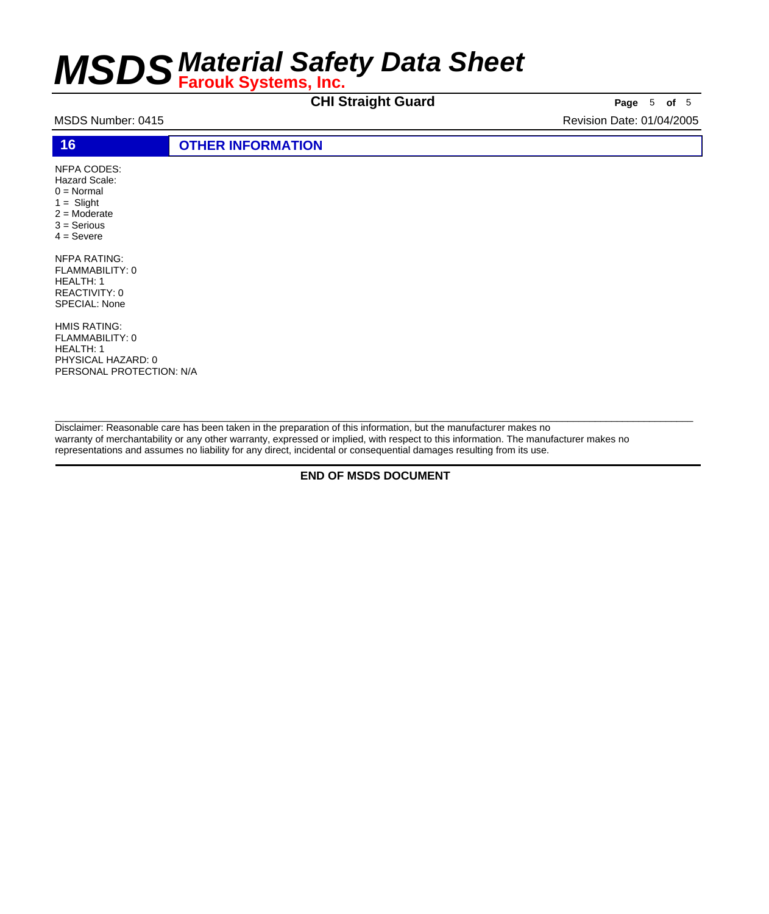## 16 OTHER INFORMATION

NFPA CODES:
Hazard Scale:
0 = Normal
1 = Slight
2 = Moderate
3 = Serious
4 = Severe

NFPA RATING:
FLAMMABILITY: 0
HEALTH: 1
REACTIVITY: 0
SPECIAL: None

HMIS RATING:
FLAMMABILITY: 0
HEALTH: 1
PHYSICAL HAZARD: 0
PERSONAL PROTECTION: N/A

---

Disclaimer: Reasonable care has been taken in the preparation of this information, but the manufacturer makes no warranty of merchantability or any other warranty, expressed or implied, with respect to this information. The manufacturer makes no representations and assumes no liability for any direct, incidental or consequential damages resulting from its use.

---

**END OF MSDS DOCUMENT**